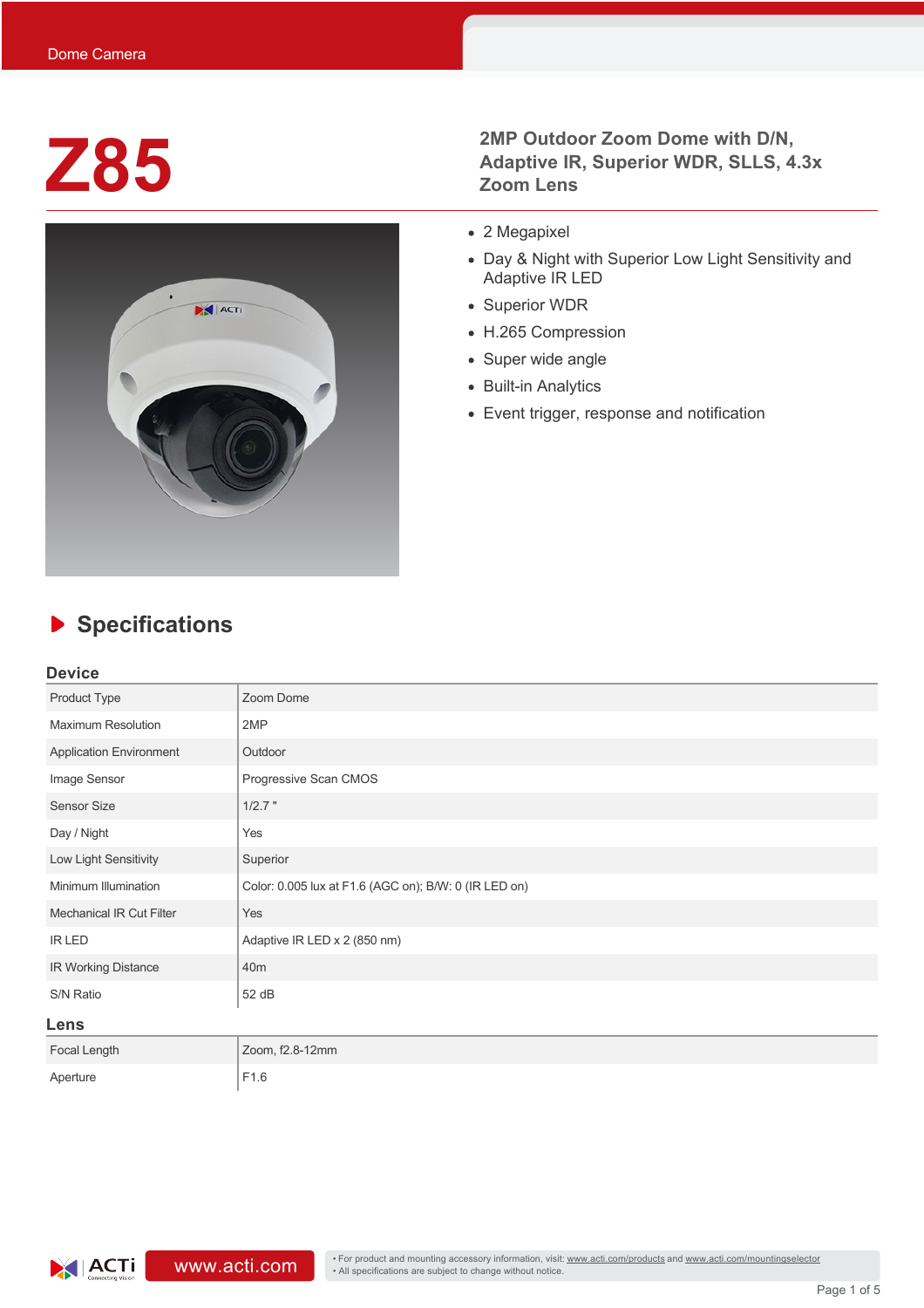Dome Camera

# Z85

## 2MP Outdoor Zoom Dome with D/N, Adaptive IR, Superior WDR, SLLS, 4.3x Zoom Lens

- 2 Megapixel
- Day & Night with Superior Low Light Sensitivity and Adaptive IR LED
- Superior WDR
- H.265 Compression
- Super wide angle
- Built-in Analytics
- Event trigger, response and notification

## Specifications

### Device

| | |
|---|---|
| Product Type | Zoom Dome |
| Maximum Resolution | 2MP |
| Application Environment | Outdoor |
| Image Sensor | Progressive Scan CMOS |
| Sensor Size | 1/2.7 " |
| Day / Night | Yes |
| Low Light Sensitivity | Superior |
| Minimum Illumination | Color: 0.005 lux at F1.6 (AGC on); B/W: 0 (IR LED on) |
| Mechanical IR Cut Filter | Yes |
| IR LED | Adaptive IR LED x 2 (850 nm) |
| IR Working Distance | 40m |
| S/N Ratio | 52 dB |

### Lens

| | |
|---|---|
| Focal Length | Zoom, f2.8-12mm |
| Aperture | F1.6 |

www.acti.com

• For product and mounting accessory information, visit: www.acti.com/products and www.acti.com/mountingselector
• All specifications are subject to change without notice.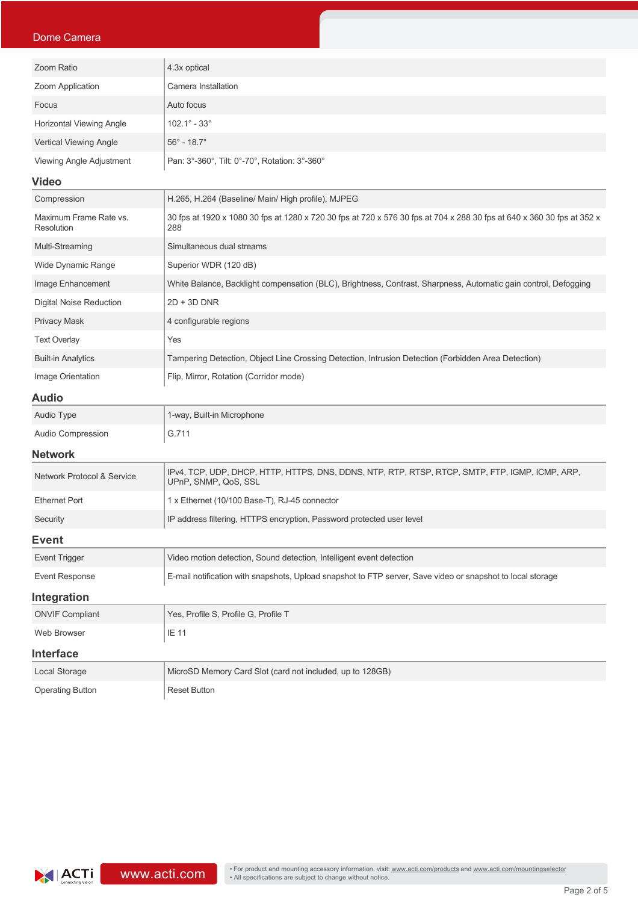| | |
|---|---|
| Zoom Ratio | 4.3x optical |
| Zoom Application | Camera Installation |
| Focus | Auto focus |
| Horizontal Viewing Angle | 102.1° - 33° |
| Vertical Viewing Angle | 56° - 18.7° |
| Viewing Angle Adjustment | Pan: 3°-360°, Tilt: 0°-70°, Rotation: 3°-360° |

## Video

| | |
|---|---|
| Compression | H.265, H.264 (Baseline/ Main/ High profile), MJPEG |
| Maximum Frame Rate vs. Resolution | 30 fps at 1920 x 1080 30 fps at 1280 x 720 30 fps at 720 x 576 30 fps at 704 x 288 30 fps at 640 x 360 30 fps at 352 x 288 |
| Multi-Streaming | Simultaneous dual streams |
| Wide Dynamic Range | Superior WDR (120 dB) |
| Image Enhancement | White Balance, Backlight compensation (BLC), Brightness, Contrast, Sharpness, Automatic gain control, Defogging |
| Digital Noise Reduction | 2D + 3D DNR |
| Privacy Mask | 4 configurable regions |
| Text Overlay | Yes |
| Built-in Analytics | Tampering Detection, Object Line Crossing Detection, Intrusion Detection (Forbidden Area Detection) |
| Image Orientation | Flip, Mirror, Rotation (Corridor mode) |

## Audio

| | |
|---|---|
| Audio Type | 1-way, Built-in Microphone |
| Audio Compression | G.711 |

## Network

| | |
|---|---|
| Network Protocol & Service | IPv4, TCP, UDP, DHCP, HTTP, HTTPS, DNS, DDNS, NTP, RTP, RTSP, RTCP, SMTP, FTP, IGMP, ICMP, ARP, UPnP, SNMP, QoS, SSL |
| Ethernet Port | 1 x Ethernet (10/100 Base-T), RJ-45 connector |
| Security | IP address filtering, HTTPS encryption, Password protected user level |

## Event

| | |
|---|---|
| Event Trigger | Video motion detection, Sound detection, Intelligent event detection |
| Event Response | E-mail notification with snapshots, Upload snapshot to FTP server, Save video or snapshot to local storage |

## Integration

| | |
|---|---|
| ONVIF Compliant | Yes, Profile S, Profile G, Profile T |
| Web Browser | IE 11 |

## Interface

| | |
|---|---|
| Local Storage | MicroSD Memory Card Slot (card not included, up to 128GB) |
| Operating Button | Reset Button |

www.acti.com

• For product and mounting accessory information, visit: www.acti.com/products and www.acti.com/mountingselector
• All specifications are subject to change without notice.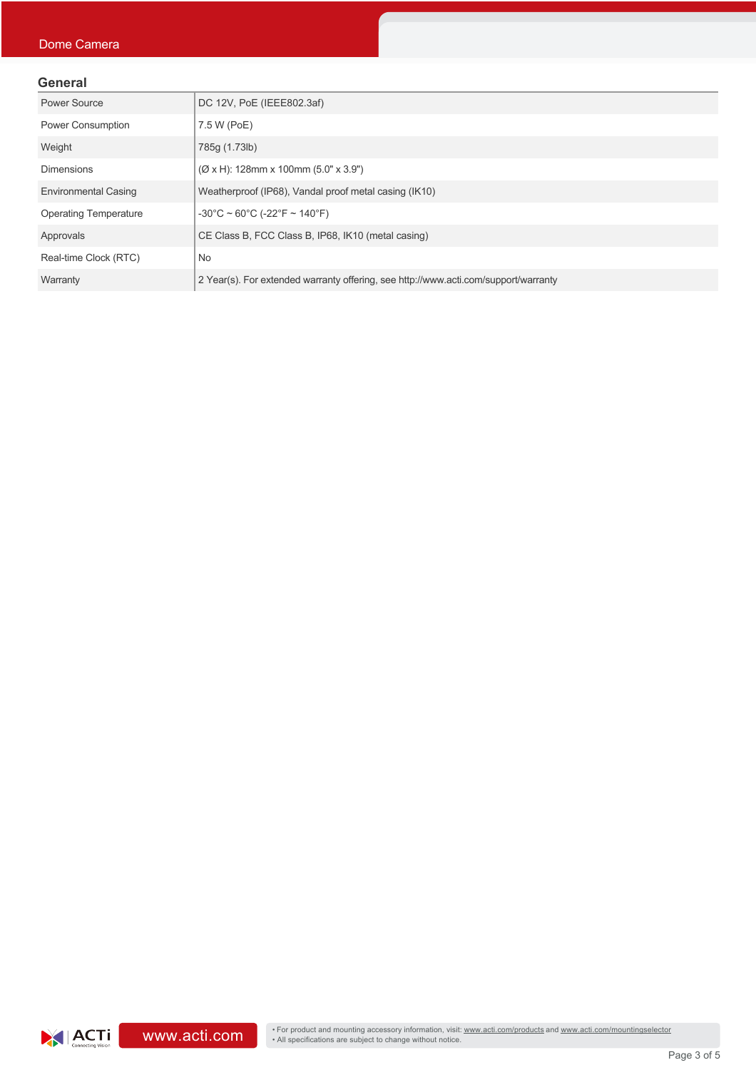## General

| | |
|---|---|
| Power Source | DC 12V, PoE (IEEE802.3af) |
| Power Consumption | 7.5 W (PoE) |
| Weight | 785g (1.73lb) |
| Dimensions | (Ø x H): 128mm x 100mm (5.0" x 3.9") |
| Environmental Casing | Weatherproof (IP68), Vandal proof metal casing (IK10) |
| Operating Temperature | -30°C ~ 60°C (-22°F ~ 140°F) |
| Approvals | CE Class B, FCC Class B, IP68, IK10 (metal casing) |
| Real-time Clock (RTC) | No |
| Warranty | 2 Year(s). For extended warranty offering, see http://www.acti.com/support/warranty |

• For product and mounting accessory information, visit: www.acti.com/products and www.acti.com/mountingselector
• All specifications are subject to change without notice.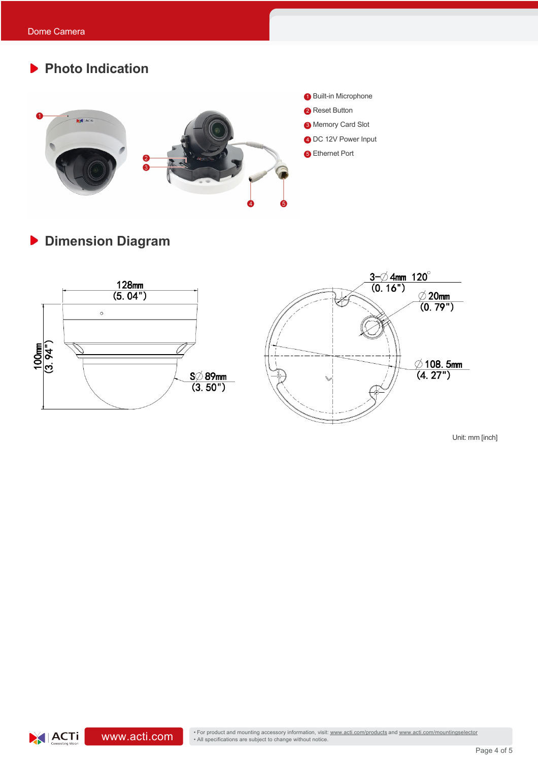## Photo Indication

1. Built-in Microphone
2. Reset Button
3. Memory Card Slot
4. DC 12V Power Input
5. Ethernet Port

## Dimension Diagram

128mm (5.04")

100mm (3.94")

SØ 89mm (3.50")

3-Ø 4mm 120° (0.16")

Ø 20mm (0.79")

Ø 108.5mm (4.27")

Unit: mm [inch]

• For product and mounting accessory information, visit: www.acti.com/products and www.acti.com/mountingselector
• All specifications are subject to change without notice.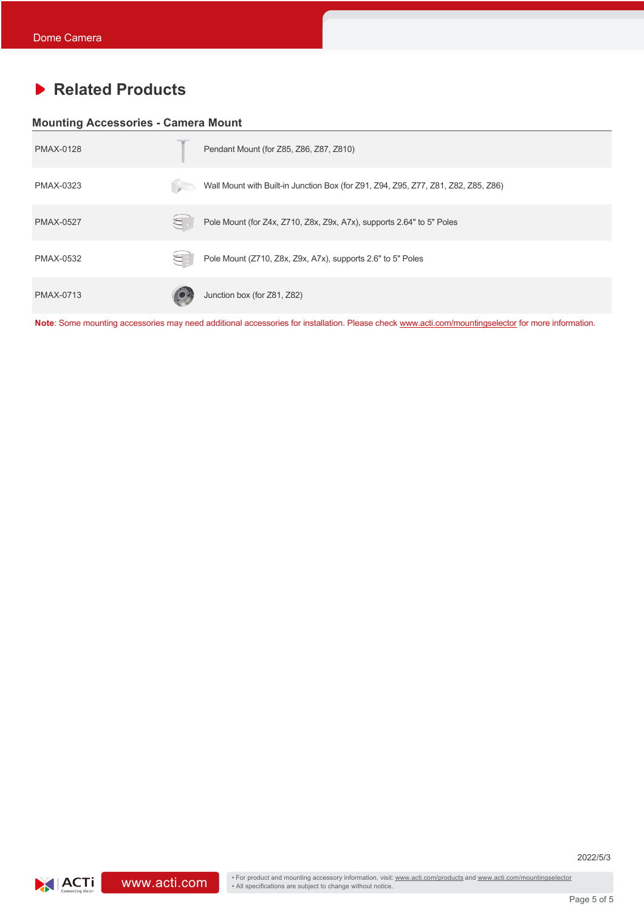## Related Products

### Mounting Accessories - Camera Mount

| | |
|---|---|
| PMAX-0128 | Pendant Mount (for Z85, Z86, Z87, Z810) |
| PMAX-0323 | Wall Mount with Built-in Junction Box (for Z91, Z94, Z95, Z77, Z81, Z82, Z85, Z86) |
| PMAX-0527 | Pole Mount (for Z4x, Z710, Z8x, Z9x, A7x), supports 2.64" to 5" Poles |
| PMAX-0532 | Pole Mount (Z710, Z8x, Z9x, A7x), supports 2.6" to 5" Poles |
| PMAX-0713 | Junction box (for Z81, Z82) |

**Note**: Some mounting accessories may need additional accessories for installation. Please check www.acti.com/mountingselector for more information.

2022/5/3

www.acti.com

• For product and mounting accessory information, visit: www.acti.com/products and www.acti.com/mountingselector
• All specifications are subject to change without notice.